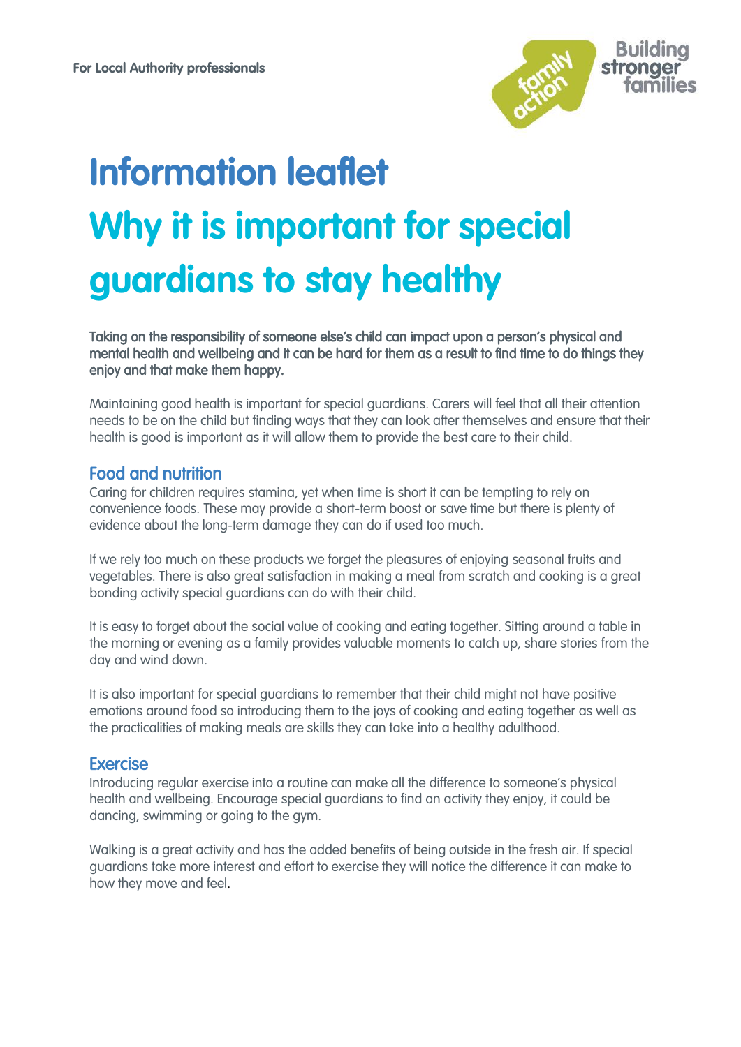For Local Authority professionals

# Information leaflet

# Why it is important for special guardians to stay healthy

Taking on the responsibility of someone else's child can impact upon a person's physical and mental health and wellbeing and it can be hard for them as a result to find time to do things they enjoy and that make them happy.

Maintaining good health is important for special guardians. Carers will feel that all their attention needs to be on the child but finding ways that they can look after themselves and ensure that their health is good is important as it will allow them to provide the best care to their child.

## Food and nutrition

Caring for children requires stamina, yet when time is short it can be tempting to rely on convenience foods. These may provide a short-term boost or save time but there is plenty of evidence about the long-term damage they can do if used too much.

If we rely too much on these products we forget the pleasures of enjoying seasonal fruits and vegetables. There is also great satisfaction in making a meal from scratch and cooking is a great bonding activity special guardians can do with their child.

It is easy to forget about the social value of cooking and eating together. Sitting around a table in the morning or evening as a family provides valuable moments to catch up, share stories from the day and wind down.

It is also important for special guardians to remember that their child might not have positive emotions around food so introducing them to the joys of cooking and eating together as well as the practicalities of making meals are skills they can take into a healthy adulthood.

## Exercise

Introducing regular exercise into a routine can make all the difference to someone's physical health and wellbeing. Encourage special guardians to find an activity they enjoy, it could be dancing, swimming or going to the gym.

Walking is a great activity and has the added benefits of being outside in the fresh air. If special guardians take more interest and effort to exercise they will notice the difference it can make to how they move and feel.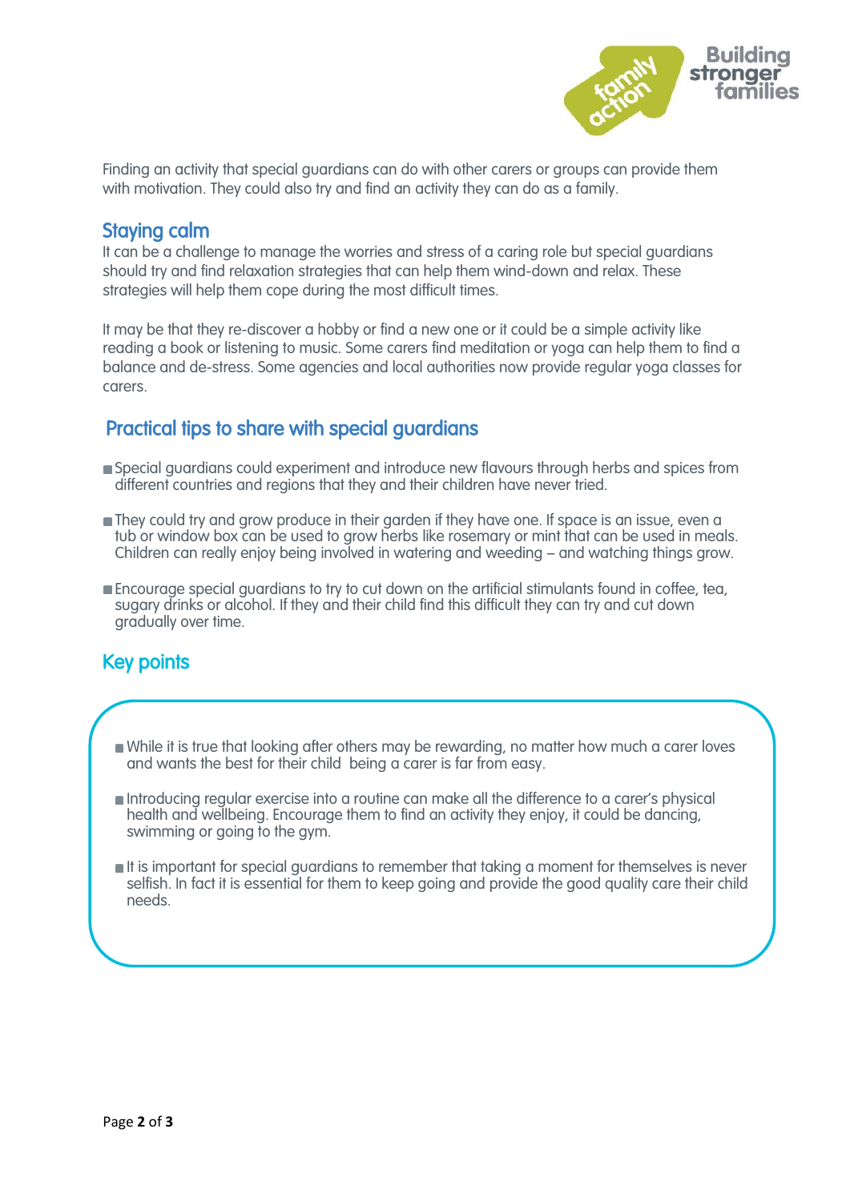Finding an activity that special guardians can do with other carers or groups can provide them with motivation. They could also try and find an activity they can do as a family.

## Staying calm

It can be a challenge to manage the worries and stress of a caring role but special guardians should try and find relaxation strategies that can help them wind-down and relax. These strategies will help them cope during the most difficult times.

It may be that they re-discover a hobby or find a new one or it could be a simple activity like reading a book or listening to music. Some carers find meditation or yoga can help them to find a balance and de-stress. Some agencies and local authorities now provide regular yoga classes for carers.

## Practical tips to share with special guardians

- Special guardians could experiment and introduce new flavours through herbs and spices from different countries and regions that they and their children have never tried.
- They could try and grow produce in their garden if they have one. If space is an issue, even a tub or window box can be used to grow herbs like rosemary or mint that can be used in meals. Children can really enjoy being involved in watering and weeding – and watching things grow.
- Encourage special guardians to try to cut down on the artificial stimulants found in coffee, tea, sugary drinks or alcohol. If they and their child find this difficult they can try and cut down gradually over time.

## Key points

- While it is true that looking after others may be rewarding, no matter how much a carer loves and wants the best for their child being a carer is far from easy.
- Introducing regular exercise into a routine can make all the difference to a carer's physical health and wellbeing. Encourage them to find an activity they enjoy, it could be dancing, swimming or going to the gym.
- It is important for special guardians to remember that taking a moment for themselves is never selfish. In fact it is essential for them to keep going and provide the good quality care their child needs.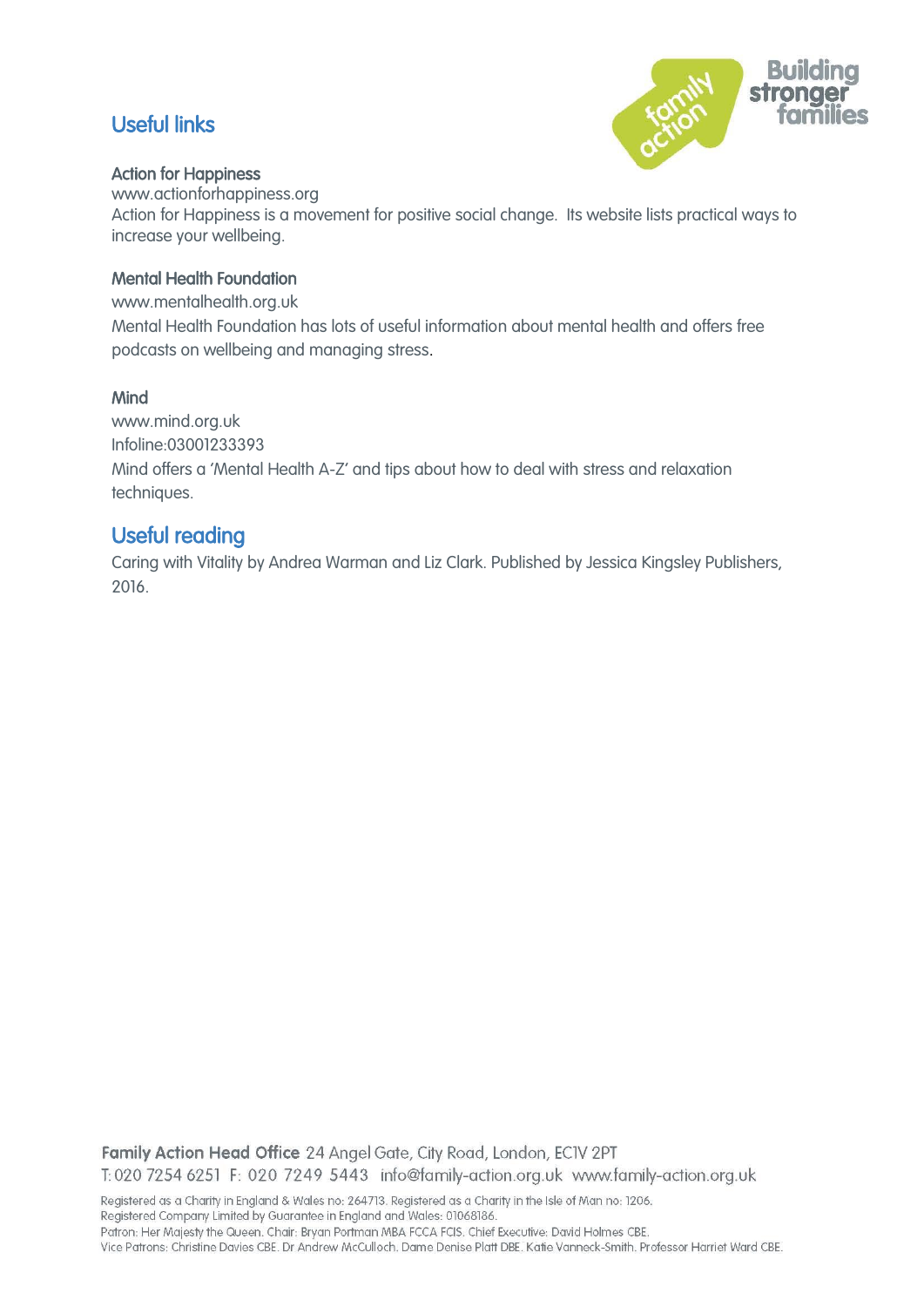## Useful links

**Action for Happiness**
www.actionforhappiness.org
Action for Happiness is a movement for positive social change. Its website lists practical ways to increase your wellbeing.

**Mental Health Foundation**
www.mentalhealth.org.uk
Mental Health Foundation has lots of useful information about mental health and offers free podcasts on wellbeing and managing stress.

**Mind**
www.mind.org.uk
Infoline:03001233393
Mind offers a 'Mental Health A-Z' and tips about how to deal with stress and relaxation techniques.

## Useful reading

Caring with Vitality by Andrea Warman and Liz Clark. Published by Jessica Kingsley Publishers, 2016.

**Family Action Head Office** 24 Angel Gate, City Road, London, EC1V 2PT
T: 020 7254 6251 F: 020 7249 5443 info@family-action.org.uk www.family-action.org.uk

Registered as a Charity in England & Wales no: 264713. Registered as a Charity in the Isle of Man no: 1206.
Registered Company Limited by Guarantee in England and Wales: 01068186.
Patron: Her Majesty the Queen. Chair: Bryan Portman MBA FCCA FCIS. Chief Executive: David Holmes CBE.
Vice Patrons: Christine Davies CBE. Dr Andrew McCulloch. Dame Denise Platt DBE. Katie Vanneck-Smith. Professor Harriet Ward CBE.